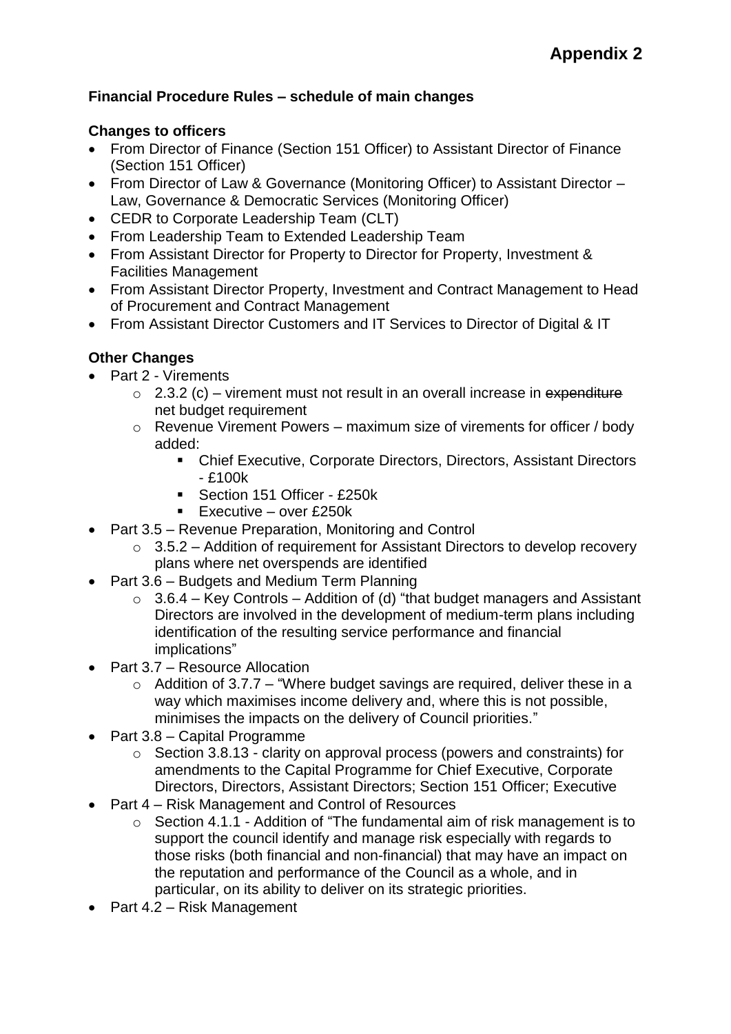# Appendix 2

**Financial Procedure Rules – schedule of main changes**

**Changes to officers**

- From Director of Finance (Section 151 Officer) to Assistant Director of Finance (Section 151 Officer)
- From Director of Law & Governance (Monitoring Officer) to Assistant Director – Law, Governance & Democratic Services (Monitoring Officer)
- CEDR to Corporate Leadership Team (CLT)
- From Leadership Team to Extended Leadership Team
- From Assistant Director for Property to Director for Property, Investment & Facilities Management
- From Assistant Director Property, Investment and Contract Management to Head of Procurement and Contract Management
- From Assistant Director Customers and IT Services to Director of Digital & IT

**Other Changes**

- Part 2 - Virements
  - 2.3.2 (c) – virement must not result in an overall increase in ~~expenditure~~ net budget requirement
  - Revenue Virement Powers – maximum size of virements for officer / body added:
    - Chief Executive, Corporate Directors, Directors, Assistant Directors - £100k
    - Section 151 Officer - £250k
    - Executive – over £250k
- Part 3.5 – Revenue Preparation, Monitoring and Control
  - 3.5.2 – Addition of requirement for Assistant Directors to develop recovery plans where net overspends are identified
- Part 3.6 – Budgets and Medium Term Planning
  - 3.6.4 – Key Controls – Addition of (d) "that budget managers and Assistant Directors are involved in the development of medium-term plans including identification of the resulting service performance and financial implications"
- Part 3.7 – Resource Allocation
  - Addition of 3.7.7 – "Where budget savings are required, deliver these in a way which maximises income delivery and, where this is not possible, minimises the impacts on the delivery of Council priorities."
- Part 3.8 – Capital Programme
  - Section 3.8.13 - clarity on approval process (powers and constraints) for amendments to the Capital Programme for Chief Executive, Corporate Directors, Directors, Assistant Directors; Section 151 Officer; Executive
- Part 4 – Risk Management and Control of Resources
  - Section 4.1.1 - Addition of "The fundamental aim of risk management is to support the council identify and manage risk especially with regards to those risks (both financial and non-financial) that may have an impact on the reputation and performance of the Council as a whole, and in particular, on its ability to deliver on its strategic priorities.
- Part 4.2 – Risk Management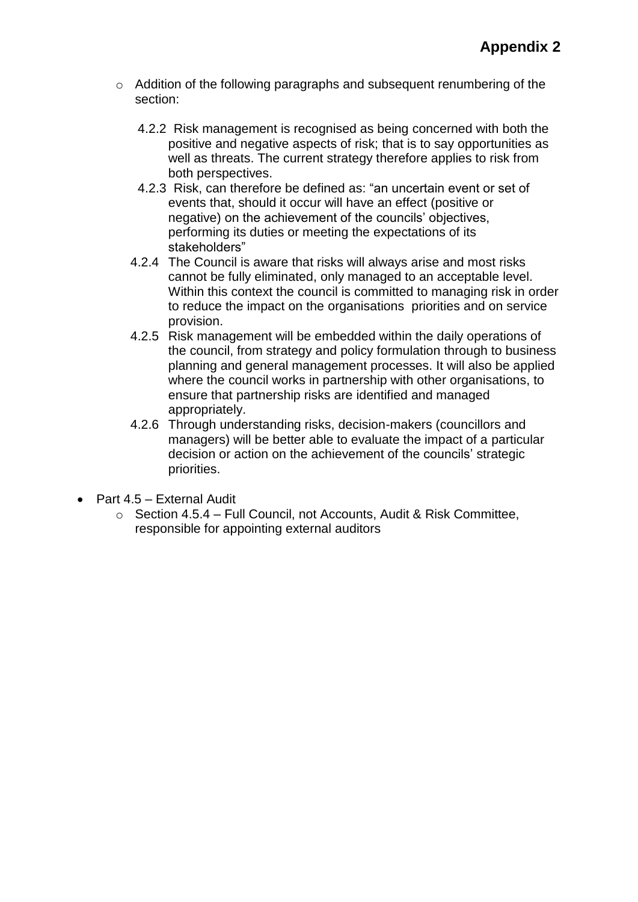**Appendix 2**

- Addition of the following paragraphs and subsequent renumbering of the section:

  4.2.2 Risk management is recognised as being concerned with both the positive and negative aspects of risk; that is to say opportunities as well as threats. The current strategy therefore applies to risk from both perspectives.

  4.2.3 Risk, can therefore be defined as: "an uncertain event or set of events that, should it occur will have an effect (positive or negative) on the achievement of the councils' objectives, performing its duties or meeting the expectations of its stakeholders"

  4.2.4 The Council is aware that risks will always arise and most risks cannot be fully eliminated, only managed to an acceptable level. Within this context the council is committed to managing risk in order to reduce the impact on the organisations priorities and on service provision.

  4.2.5 Risk management will be embedded within the daily operations of the council, from strategy and policy formulation through to business planning and general management processes. It will also be applied where the council works in partnership with other organisations, to ensure that partnership risks are identified and managed appropriately.

  4.2.6 Through understanding risks, decision-makers (councillors and managers) will be better able to evaluate the impact of a particular decision or action on the achievement of the councils' strategic priorities.

- Part 4.5 – External Audit
  - Section 4.5.4 – Full Council, not Accounts, Audit & Risk Committee, responsible for appointing external auditors